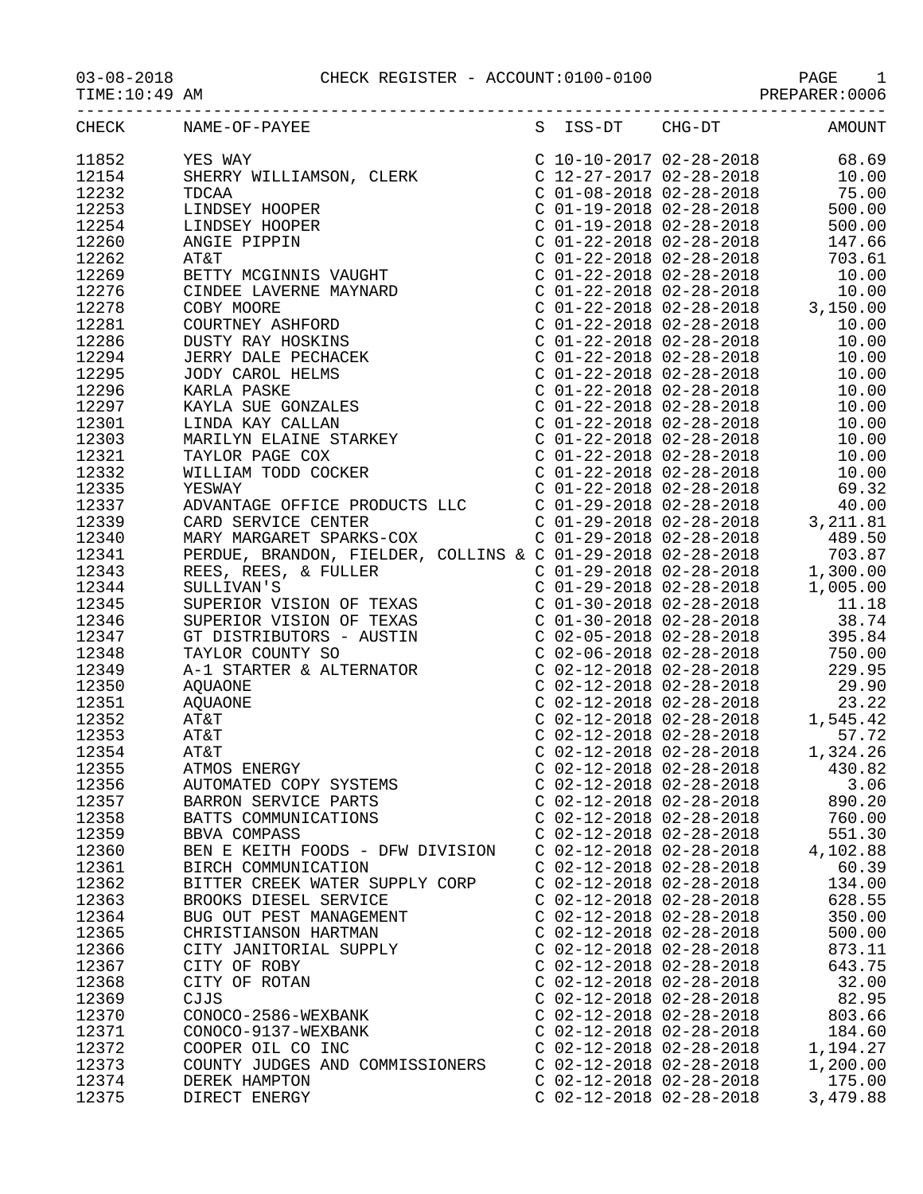03-08-2018 CHECK REGISTER - ACCOUNT:0100-0100

TIME:10:49 AM PREPARER:0006

| CHECK | NAME-OF-PAYEE | S | ISS-DT | CHG-DT | AMOUNT |
|---|---|---|---|---|---|
| 11852 | YES WAY | C | 10-10-2017 | 02-28-2018 | 68.69 |
| 12154 | SHERRY WILLIAMSON, CLERK | C | 12-27-2017 | 02-28-2018 | 10.00 |
| 12232 | TDCAA | C | 01-08-2018 | 02-28-2018 | 75.00 |
| 12253 | LINDSEY HOOPER | C | 01-19-2018 | 02-28-2018 | 500.00 |
| 12254 | LINDSEY HOOPER | C | 01-19-2018 | 02-28-2018 | 500.00 |
| 12260 | ANGIE PIPPIN | C | 01-22-2018 | 02-28-2018 | 147.66 |
| 12262 | AT&T | C | 01-22-2018 | 02-28-2018 | 703.61 |
| 12269 | BETTY MCGINNIS VAUGHT | C | 01-22-2018 | 02-28-2018 | 10.00 |
| 12276 | CINDEE LAVERNE MAYNARD | C | 01-22-2018 | 02-28-2018 | 10.00 |
| 12278 | COBY MOORE | C | 01-22-2018 | 02-28-2018 | 3,150.00 |
| 12281 | COURTNEY ASHFORD | C | 01-22-2018 | 02-28-2018 | 10.00 |
| 12286 | DUSTY RAY HOSKINS | C | 01-22-2018 | 02-28-2018 | 10.00 |
| 12294 | JERRY DALE PECHACEK | C | 01-22-2018 | 02-28-2018 | 10.00 |
| 12295 | JODY CAROL HELMS | C | 01-22-2018 | 02-28-2018 | 10.00 |
| 12296 | KARLA PASKE | C | 01-22-2018 | 02-28-2018 | 10.00 |
| 12297 | KAYLA SUE GONZALES | C | 01-22-2018 | 02-28-2018 | 10.00 |
| 12301 | LINDA KAY CALLAN | C | 01-22-2018 | 02-28-2018 | 10.00 |
| 12303 | MARILYN ELAINE STARKEY | C | 01-22-2018 | 02-28-2018 | 10.00 |
| 12321 | TAYLOR PAGE COX | C | 01-22-2018 | 02-28-2018 | 10.00 |
| 12332 | WILLIAM TODD COCKER | C | 01-22-2018 | 02-28-2018 | 10.00 |
| 12335 | YESWAY | C | 01-22-2018 | 02-28-2018 | 69.32 |
| 12337 | ADVANTAGE OFFICE PRODUCTS LLC | C | 01-29-2018 | 02-28-2018 | 40.00 |
| 12339 | CARD SERVICE CENTER | C | 01-29-2018 | 02-28-2018 | 3,211.81 |
| 12340 | MARY MARGARET SPARKS-COX | C | 01-29-2018 | 02-28-2018 | 489.50 |
| 12341 | PERDUE, BRANDON, FIELDER, COLLINS & | C | 01-29-2018 | 02-28-2018 | 703.87 |
| 12343 | REES, REES, & FULLER | C | 01-29-2018 | 02-28-2018 | 1,300.00 |
| 12344 | SULLIVAN'S | C | 01-29-2018 | 02-28-2018 | 1,005.00 |
| 12345 | SUPERIOR VISION OF TEXAS | C | 01-30-2018 | 02-28-2018 | 11.18 |
| 12346 | SUPERIOR VISION OF TEXAS | C | 01-30-2018 | 02-28-2018 | 38.74 |
| 12347 | GT DISTRIBUTORS - AUSTIN | C | 02-05-2018 | 02-28-2018 | 395.84 |
| 12348 | TAYLOR COUNTY SO | C | 02-06-2018 | 02-28-2018 | 750.00 |
| 12349 | A-1 STARTER & ALTERNATOR | C | 02-12-2018 | 02-28-2018 | 229.95 |
| 12350 | AQUAONE | C | 02-12-2018 | 02-28-2018 | 29.90 |
| 12351 | AQUAONE | C | 02-12-2018 | 02-28-2018 | 23.22 |
| 12352 | AT&T | C | 02-12-2018 | 02-28-2018 | 1,545.42 |
| 12353 | AT&T | C | 02-12-2018 | 02-28-2018 | 57.72 |
| 12354 | AT&T | C | 02-12-2018 | 02-28-2018 | 1,324.26 |
| 12355 | ATMOS ENERGY | C | 02-12-2018 | 02-28-2018 | 430.82 |
| 12356 | AUTOMATED COPY SYSTEMS | C | 02-12-2018 | 02-28-2018 | 3.06 |
| 12357 | BARRON SERVICE PARTS | C | 02-12-2018 | 02-28-2018 | 890.20 |
| 12358 | BATTS COMMUNICATIONS | C | 02-12-2018 | 02-28-2018 | 760.00 |
| 12359 | BBVA COMPASS | C | 02-12-2018 | 02-28-2018 | 551.30 |
| 12360 | BEN E KEITH FOODS - DFW DIVISION | C | 02-12-2018 | 02-28-2018 | 4,102.88 |
| 12361 | BIRCH COMMUNICATION | C | 02-12-2018 | 02-28-2018 | 60.39 |
| 12362 | BITTER CREEK WATER SUPPLY CORP | C | 02-12-2018 | 02-28-2018 | 134.00 |
| 12363 | BROOKS DIESEL SERVICE | C | 02-12-2018 | 02-28-2018 | 628.55 |
| 12364 | BUG OUT PEST MANAGEMENT | C | 02-12-2018 | 02-28-2018 | 350.00 |
| 12365 | CHRISTIANSON HARTMAN | C | 02-12-2018 | 02-28-2018 | 500.00 |
| 12366 | CITY JANITORIAL SUPPLY | C | 02-12-2018 | 02-28-2018 | 873.11 |
| 12367 | CITY OF ROBY | C | 02-12-2018 | 02-28-2018 | 643.75 |
| 12368 | CITY OF ROTAN | C | 02-12-2018 | 02-28-2018 | 32.00 |
| 12369 | CJJS | C | 02-12-2018 | 02-28-2018 | 82.95 |
| 12370 | CONOCO-2586-WEXBANK | C | 02-12-2018 | 02-28-2018 | 803.66 |
| 12371 | CONOCO-9137-WEXBANK | C | 02-12-2018 | 02-28-2018 | 184.60 |
| 12372 | COOPER OIL CO INC | C | 02-12-2018 | 02-28-2018 | 1,194.27 |
| 12373 | COUNTY JUDGES AND COMMISSIONERS | C | 02-12-2018 | 02-28-2018 | 1,200.00 |
| 12374 | DEREK HAMPTON | C | 02-12-2018 | 02-28-2018 | 175.00 |
| 12375 | DIRECT ENERGY | C | 02-12-2018 | 02-28-2018 | 3,479.88 |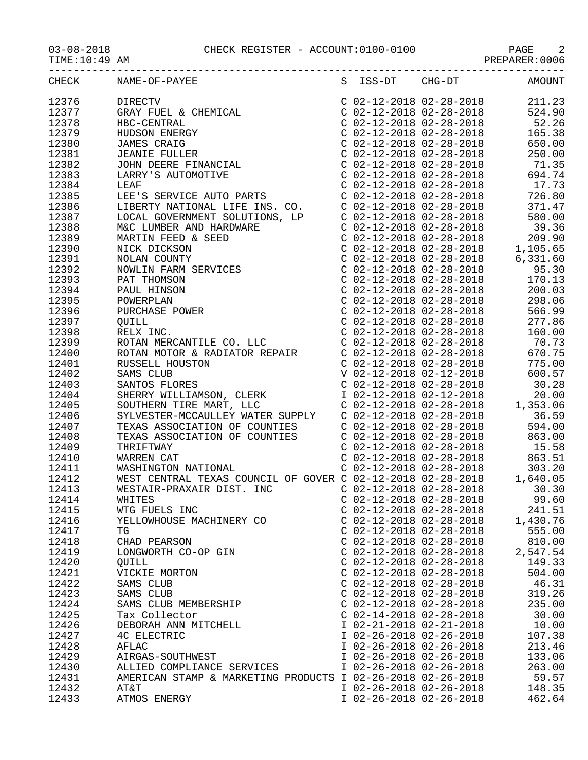03-08-2018 CHECK REGISTER - ACCOUNT:0100-0100 PAGE 2
TIME:10:49 AM PREPARER:0006

| CHECK | NAME-OF-PAYEE | S | ISS-DT | CHG-DT | AMOUNT |
|---|---|---|---|---|---|
| 12376 | DIRECTV | C | 02-12-2018 | 02-28-2018 | 211.23 |
| 12377 | GRAY FUEL & CHEMICAL | C | 02-12-2018 | 02-28-2018 | 524.90 |
| 12378 | HBC-CENTRAL | C | 02-12-2018 | 02-28-2018 | 52.26 |
| 12379 | HUDSON ENERGY | C | 02-12-2018 | 02-28-2018 | 165.38 |
| 12380 | JAMES CRAIG | C | 02-12-2018 | 02-28-2018 | 650.00 |
| 12381 | JEANIE FULLER | C | 02-12-2018 | 02-28-2018 | 250.00 |
| 12382 | JOHN DEERE FINANCIAL | C | 02-12-2018 | 02-28-2018 | 71.35 |
| 12383 | LARRY'S AUTOMOTIVE | C | 02-12-2018 | 02-28-2018 | 694.74 |
| 12384 | LEAF | C | 02-12-2018 | 02-28-2018 | 17.73 |
| 12385 | LEE'S SERVICE AUTO PARTS | C | 02-12-2018 | 02-28-2018 | 726.80 |
| 12386 | LIBERTY NATIONAL LIFE INS. CO. | C | 02-12-2018 | 02-28-2018 | 371.47 |
| 12387 | LOCAL GOVERNMENT SOLUTIONS, LP | C | 02-12-2018 | 02-28-2018 | 580.00 |
| 12388 | M&C LUMBER AND HARDWARE | C | 02-12-2018 | 02-28-2018 | 39.36 |
| 12389 | MARTIN FEED & SEED | C | 02-12-2018 | 02-28-2018 | 209.90 |
| 12390 | NICK DICKSON | C | 02-12-2018 | 02-28-2018 | 1,105.65 |
| 12391 | NOLAN COUNTY | C | 02-12-2018 | 02-28-2018 | 6,331.60 |
| 12392 | NOWLIN FARM SERVICES | C | 02-12-2018 | 02-28-2018 | 95.30 |
| 12393 | PAT THOMSON | C | 02-12-2018 | 02-28-2018 | 170.13 |
| 12394 | PAUL HINSON | C | 02-12-2018 | 02-28-2018 | 200.03 |
| 12395 | POWERPLAN | C | 02-12-2018 | 02-28-2018 | 298.06 |
| 12396 | PURCHASE POWER | C | 02-12-2018 | 02-28-2018 | 566.99 |
| 12397 | QUILL | C | 02-12-2018 | 02-28-2018 | 277.86 |
| 12398 | RELX INC. | C | 02-12-2018 | 02-28-2018 | 160.00 |
| 12399 | ROTAN MERCANTILE CO. LLC | C | 02-12-2018 | 02-28-2018 | 70.73 |
| 12400 | ROTAN MOTOR & RADIATOR REPAIR | C | 02-12-2018 | 02-28-2018 | 670.75 |
| 12401 | RUSSELL HOUSTON | C | 02-12-2018 | 02-28-2018 | 775.00 |
| 12402 | SAMS CLUB | V | 02-12-2018 | 02-12-2018 | 600.57 |
| 12403 | SANTOS FLORES | C | 02-12-2018 | 02-28-2018 | 30.28 |
| 12404 | SHERRY WILLIAMSON, CLERK | I | 02-12-2018 | 02-12-2018 | 20.00 |
| 12405 | SOUTHERN TIRE MART, LLC | C | 02-12-2018 | 02-28-2018 | 1,353.06 |
| 12406 | SYLVESTER-MCCAULLEY WATER SUPPLY | C | 02-12-2018 | 02-28-2018 | 36.59 |
| 12407 | TEXAS ASSOCIATION OF COUNTIES | C | 02-12-2018 | 02-28-2018 | 594.00 |
| 12408 | TEXAS ASSOCIATION OF COUNTIES | C | 02-12-2018 | 02-28-2018 | 863.00 |
| 12409 | THRIFTWAY | C | 02-12-2018 | 02-28-2018 | 15.58 |
| 12410 | WARREN CAT | C | 02-12-2018 | 02-28-2018 | 863.51 |
| 12411 | WASHINGTON NATIONAL | C | 02-12-2018 | 02-28-2018 | 303.20 |
| 12412 | WEST CENTRAL TEXAS COUNCIL OF GOVER | C | 02-12-2018 | 02-28-2018 | 1,640.05 |
| 12413 | WESTAIR-PRAXAIR DIST. INC | C | 02-12-2018 | 02-28-2018 | 30.30 |
| 12414 | WHITES | C | 02-12-2018 | 02-28-2018 | 99.60 |
| 12415 | WTG FUELS INC | C | 02-12-2018 | 02-28-2018 | 241.51 |
| 12416 | YELLOWHOUSE MACHINERY CO | C | 02-12-2018 | 02-28-2018 | 1,430.76 |
| 12417 | TG | C | 02-12-2018 | 02-28-2018 | 555.00 |
| 12418 | CHAD PEARSON | C | 02-12-2018 | 02-28-2018 | 810.00 |
| 12419 | LONGWORTH CO-OP GIN | C | 02-12-2018 | 02-28-2018 | 2,547.54 |
| 12420 | QUILL | C | 02-12-2018 | 02-28-2018 | 149.33 |
| 12421 | VICKIE MORTON | C | 02-12-2018 | 02-28-2018 | 504.00 |
| 12422 | SAMS CLUB | C | 02-12-2018 | 02-28-2018 | 46.31 |
| 12423 | SAMS CLUB | C | 02-12-2018 | 02-28-2018 | 319.26 |
| 12424 | SAMS CLUB MEMBERSHIP | C | 02-12-2018 | 02-28-2018 | 235.00 |
| 12425 | Tax Collector | C | 02-14-2018 | 02-28-2018 | 30.00 |
| 12426 | DEBORAH ANN MITCHELL | I | 02-21-2018 | 02-21-2018 | 10.00 |
| 12427 | 4C ELECTRIC | I | 02-26-2018 | 02-26-2018 | 107.38 |
| 12428 | AFLAC | I | 02-26-2018 | 02-26-2018 | 213.46 |
| 12429 | AIRGAS-SOUTHWEST | I | 02-26-2018 | 02-26-2018 | 133.06 |
| 12430 | ALLIED COMPLIANCE SERVICES | I | 02-26-2018 | 02-26-2018 | 263.00 |
| 12431 | AMERICAN STAMP & MARKETING PRODUCTS | I | 02-26-2018 | 02-26-2018 | 59.57 |
| 12432 | AT&T | I | 02-26-2018 | 02-26-2018 | 148.35 |
| 12433 | ATMOS ENERGY | I | 02-26-2018 | 02-26-2018 | 462.64 |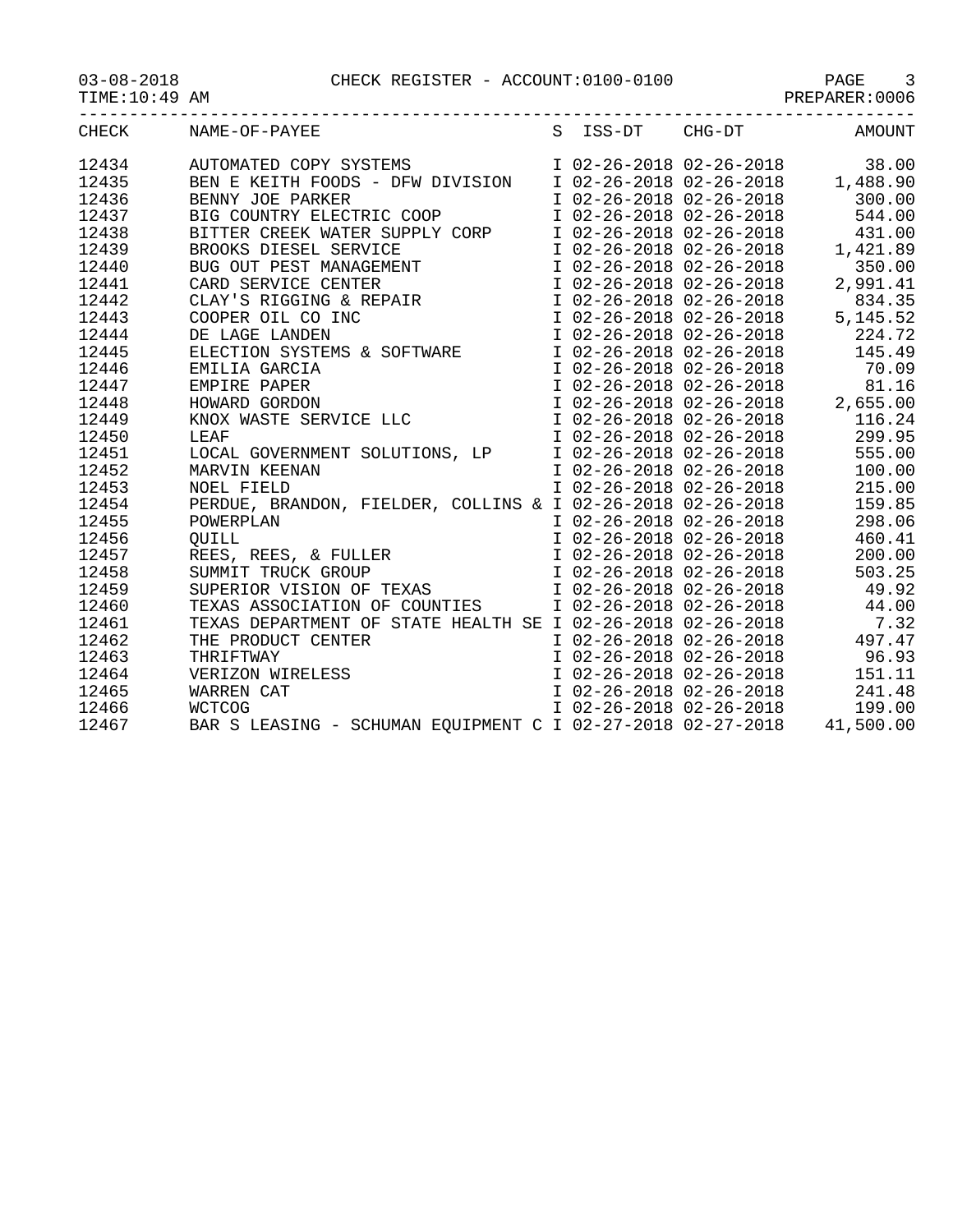CHECK REGISTER - ACCOUNT:0100-0100

03-08-2018
TIME:10:49 AM

PREPARER:0006

| CHECK | NAME-OF-PAYEE | S | ISS-DT | CHG-DT | AMOUNT |
|---|---|---|---|---|---|
| 12434 | AUTOMATED COPY SYSTEMS | I | 02-26-2018 | 02-26-2018 | 38.00 |
| 12435 | BEN E KEITH FOODS - DFW DIVISION | I | 02-26-2018 | 02-26-2018 | 1,488.90 |
| 12436 | BENNY JOE PARKER | I | 02-26-2018 | 02-26-2018 | 300.00 |
| 12437 | BIG COUNTRY ELECTRIC COOP | I | 02-26-2018 | 02-26-2018 | 544.00 |
| 12438 | BITTER CREEK WATER SUPPLY CORP | I | 02-26-2018 | 02-26-2018 | 431.00 |
| 12439 | BROOKS DIESEL SERVICE | I | 02-26-2018 | 02-26-2018 | 1,421.89 |
| 12440 | BUG OUT PEST MANAGEMENT | I | 02-26-2018 | 02-26-2018 | 350.00 |
| 12441 | CARD SERVICE CENTER | I | 02-26-2018 | 02-26-2018 | 2,991.41 |
| 12442 | CLAY'S RIGGING & REPAIR | I | 02-26-2018 | 02-26-2018 | 834.35 |
| 12443 | COOPER OIL CO INC | I | 02-26-2018 | 02-26-2018 | 5,145.52 |
| 12444 | DE LAGE LANDEN | I | 02-26-2018 | 02-26-2018 | 224.72 |
| 12445 | ELECTION SYSTEMS & SOFTWARE | I | 02-26-2018 | 02-26-2018 | 145.49 |
| 12446 | EMILIA GARCIA | I | 02-26-2018 | 02-26-2018 | 70.09 |
| 12447 | EMPIRE PAPER | I | 02-26-2018 | 02-26-2018 | 81.16 |
| 12448 | HOWARD GORDON | I | 02-26-2018 | 02-26-2018 | 2,655.00 |
| 12449 | KNOX WASTE SERVICE LLC | I | 02-26-2018 | 02-26-2018 | 116.24 |
| 12450 | LEAF | I | 02-26-2018 | 02-26-2018 | 299.95 |
| 12451 | LOCAL GOVERNMENT SOLUTIONS, LP | I | 02-26-2018 | 02-26-2018 | 555.00 |
| 12452 | MARVIN KEENAN | I | 02-26-2018 | 02-26-2018 | 100.00 |
| 12453 | NOEL FIELD | I | 02-26-2018 | 02-26-2018 | 215.00 |
| 12454 | PERDUE, BRANDON, FIELDER, COLLINS & | I | 02-26-2018 | 02-26-2018 | 159.85 |
| 12455 | POWERPLAN | I | 02-26-2018 | 02-26-2018 | 298.06 |
| 12456 | QUILL | I | 02-26-2018 | 02-26-2018 | 460.41 |
| 12457 | REES, REES, & FULLER | I | 02-26-2018 | 02-26-2018 | 200.00 |
| 12458 | SUMMIT TRUCK GROUP | I | 02-26-2018 | 02-26-2018 | 503.25 |
| 12459 | SUPERIOR VISION OF TEXAS | I | 02-26-2018 | 02-26-2018 | 49.92 |
| 12460 | TEXAS ASSOCIATION OF COUNTIES | I | 02-26-2018 | 02-26-2018 | 44.00 |
| 12461 | TEXAS DEPARTMENT OF STATE HEALTH SE | I | 02-26-2018 | 02-26-2018 | 7.32 |
| 12462 | THE PRODUCT CENTER | I | 02-26-2018 | 02-26-2018 | 497.47 |
| 12463 | THRIFTWAY | I | 02-26-2018 | 02-26-2018 | 96.93 |
| 12464 | VERIZON WIRELESS | I | 02-26-2018 | 02-26-2018 | 151.11 |
| 12465 | WARREN CAT | I | 02-26-2018 | 02-26-2018 | 241.48 |
| 12466 | WCTCOG | I | 02-26-2018 | 02-26-2018 | 199.00 |
| 12467 | BAR S LEASING - SCHUMAN EQUIPMENT C | I | 02-27-2018 | 02-27-2018 | 41,500.00 |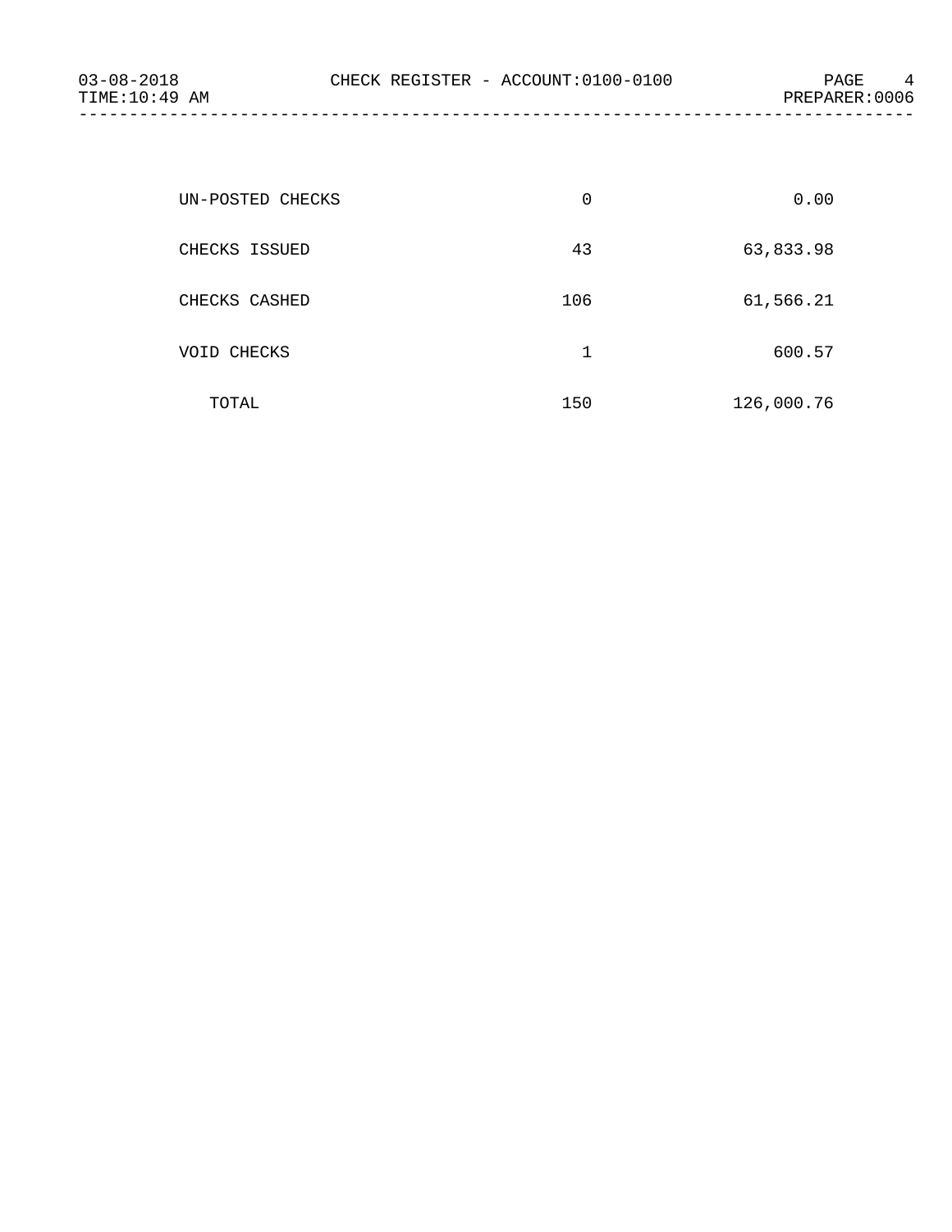| | | |
|---|---|---|
| UN-POSTED CHECKS | 0 | 0.00 |
| CHECKS ISSUED | 43 | 63,833.98 |
| CHECKS CASHED | 106 | 61,566.21 |
| VOID CHECKS | 1 | 600.57 |
| TOTAL | 150 | 126,000.76 |